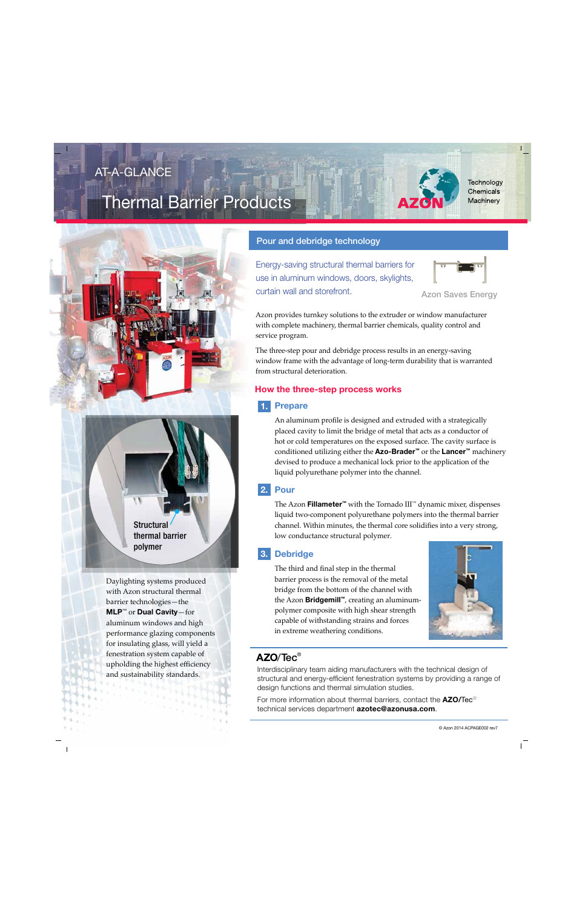AT-A-GLANCE

# Thermal Barrier Products

AZON — Technology, Chemicals, Machinery

## Pour and debridge technology

Energy-saving structural thermal barriers for use in aluminum windows, doors, skylights, curtain wall and storefront.

Azon Saves Energy

Azon provides turnkey solutions to the extruder or window manufacturer with complete machinery, thermal barrier chemicals, quality control and service program.

The three-step pour and debridge process results in an energy-saving window frame with the advantage of long-term durability that is warranted from structural deterioration.

### How the three-step process works

#### 1. Prepare

An aluminum profile is designed and extruded with a strategically placed cavity to limit the bridge of metal that acts as a conductor of hot or cold temperatures on the exposed surface. The cavity surface is conditioned utilizing either the **Azo-Brader™** or the **Lancer™** machinery devised to produce a mechanical lock prior to the application of the liquid polyurethane polymer into the channel.

#### 2. Pour

The Azon **Fillameter™** with the Tornado III™ dynamic mixer, dispenses liquid two-component polyurethane polymers into the thermal barrier channel. Within minutes, the thermal core solidifies into a very strong, low conductance structural polymer.

#### 3. Debridge

The third and final step in the thermal barrier process is the removal of the metal bridge from the bottom of the channel with the Azon **Bridgemill™**, creating an aluminum-polymer composite with high shear strength capable of withstanding strains and forces in extreme weathering conditions.

Structural thermal barrier polymer

Daylighting systems produced with Azon structural thermal barrier technologies—the **MLP**™ or **Dual Cavity**—for aluminum windows and high performance glazing components for insulating glass, will yield a fenestration system capable of upholding the highest efficiency and sustainability standards.

## AZO/Tec®

Interdisciplinary team aiding manufacturers with the technical design of structural and energy-efficient fenestration systems by providing a range of design functions and thermal simulation studies.

For more information about thermal barriers, contact the **AZO/Tec**® technical services department **azotec@azonusa.com**.

© Azon 2014 ACPAGE002 rev7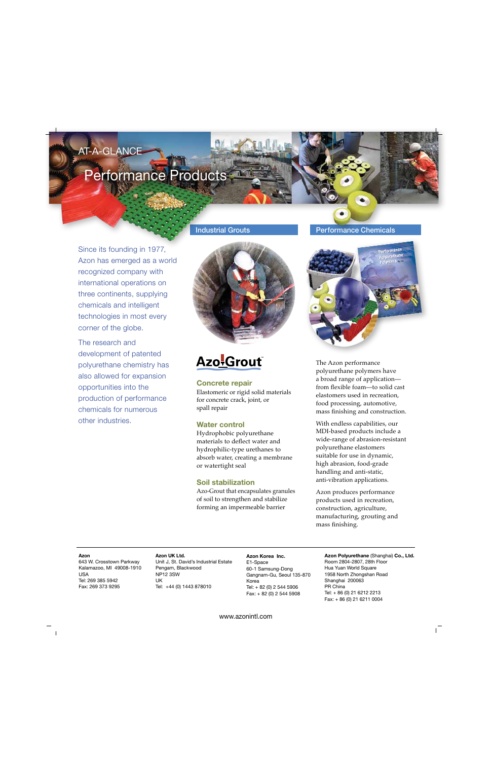AT-A-GLANCE

# Performance Products

Since its founding in 1977, Azon has emerged as a world recognized company with international operations on three continents, supplying chemicals and intelligent technologies in most every corner of the globe.

The research and development of patented polyurethane chemistry has also allowed for expansion opportunities into the production of performance chemicals for numerous other industries.

## Industrial Grouts

**Azo-Grout**

### Concrete repair

Elastomeric or rigid solid materials for concrete crack, joint, or spall repair

### Water control

Hydrophobic polyurethane materials to deflect water and hydrophilic-type urethanes to absorb water, creating a membrane or watertight seal

### Soil stabilization

Azo-Grout that encapsulates granules of soil to strengthen and stabilize forming an impermeable barrier

## Performance Chemicals

The Azon performance polyurethane polymers have a broad range of application—from flexible foam—to solid cast elastomers used in recreation, food processing, automotive, mass finishing and construction.

With endless capabilities, our MDI-based products include a wide-range of abrasion-resistant polyurethane elastomers suitable for use in dynamic, high abrasion, food-grade handling and anti-static, anti-vibration applications.

Azon produces performance products used in recreation, construction, agriculture, manufacturing, grouting and mass finishing.

---

**Azon**
643 W. Crosstown Parkway
Kalamazoo, MI 49008-1910
USA
Tel: 269 385 5942
Fax: 269 373 9295

**Azon UK Ltd.**
Unit J, St. David's Industrial Estate
Pengam, Blackwood
NP12 3SW
UK
Tel: +44 (0) 1443 878010

**Azon Korea Inc.**
E1-Space
60-1 Samsung-Dong
Gangnam-Gu, Seoul 135-870
Korea
Tel: + 82 (0) 2 544 5906
Fax: + 82 (0) 2 544 5908

**Azon Polyurethane** (Shanghai) **Co., Ltd.**
Room 2804-2807, 28th Floor
Hua Yuan World Square
1958 North Zhongshan Road
Shanghai 200063
PR China
Tel: + 86 (0) 21 6212 2213
Fax: + 86 (0) 21 6211 0004

www.azonintl.com